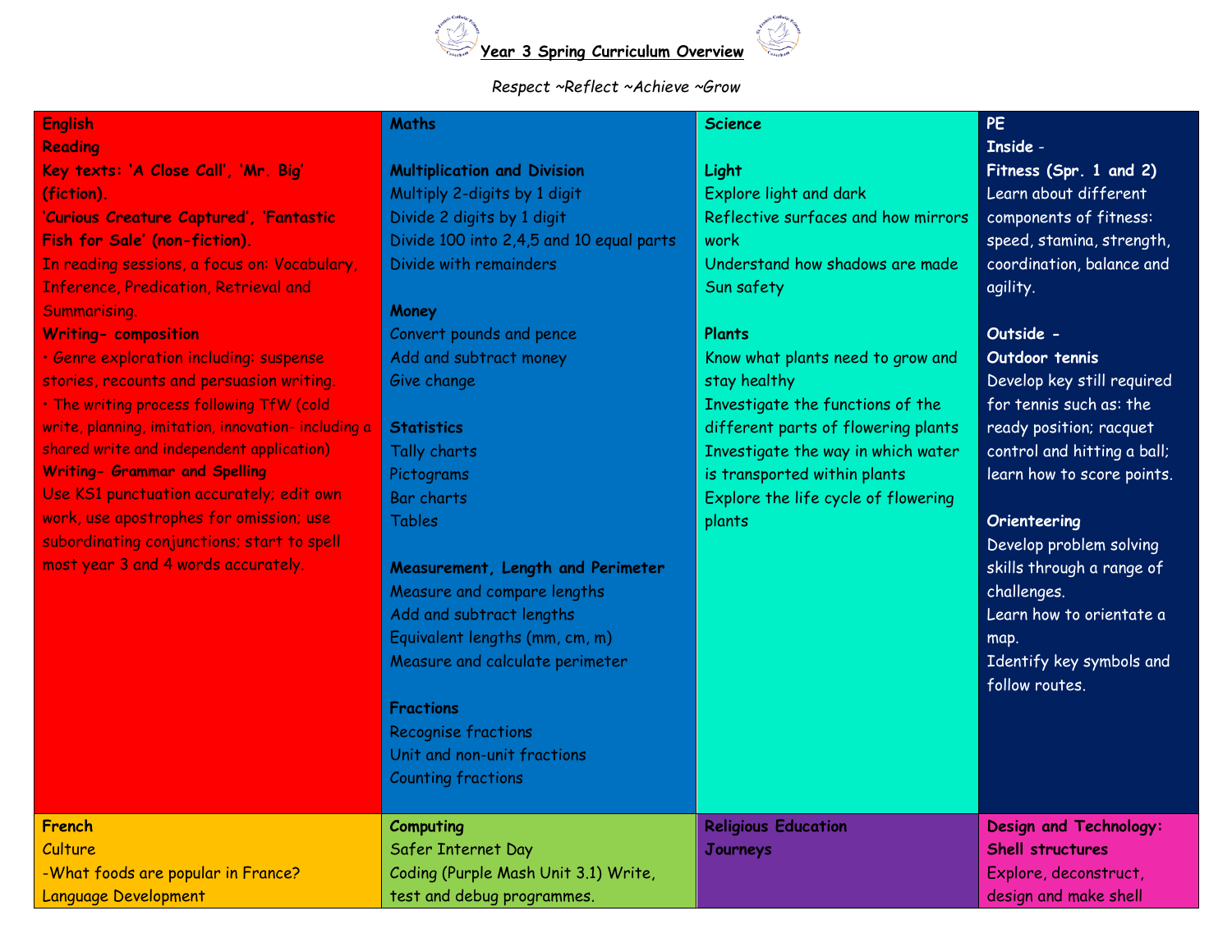# Year 3 Spring Curriculum Overview

*Respect ~Reflect ~Achieve ~Grow*

| English | Maths | Science | PE |
|---|---|---|---|
| **Reading**<br>**Key texts: 'A Close Call', 'Mr. Big' (fiction).**<br>**'Curious Creature Captured', 'Fantastic Fish for Sale' (non-fiction).**<br>In reading sessions, a focus on: Vocabulary, Inference, Predication, Retrieval and Summarising.<br>**Writing- composition**<br>• Genre exploration including: suspense stories, recounts and persuasion writing.<br>• The writing process following TfW (cold write, planning, imitation, innovation- including a shared write and independent application)<br>**Writing- Grammar and Spelling**<br>Use KS1 punctuation accurately; edit own work, use apostrophes for omission; use subordinating conjunctions; start to spell most year 3 and 4 words accurately. | **Multiplication and Division**<br>Multiply 2-digits by 1 digit<br>Divide 2 digits by 1 digit<br>Divide 100 into 2,4,5 and 10 equal parts<br>Divide with remainders<br><br>**Money**<br>Convert pounds and pence<br>Add and subtract money<br>Give change<br><br>**Statistics**<br>Tally charts<br>Pictograms<br>Bar charts<br>Tables<br><br>**Measurement, Length and Perimeter**<br>Measure and compare lengths<br>Add and subtract lengths<br>Equivalent lengths (mm, cm, m)<br>Measure and calculate perimeter<br><br>**Fractions**<br>Recognise fractions<br>Unit and non-unit fractions<br>Counting fractions | **Light**<br>Explore light and dark<br>Reflective surfaces and how mirrors work<br>Understand how shadows are made<br>Sun safety<br><br>**Plants**<br>Know what plants need to grow and stay healthy<br>Investigate the functions of the different parts of flowering plants<br>Investigate the way in which water is transported within plants<br>Explore the life cycle of flowering plants | **Inside -**<br>**Fitness (Spr. 1 and 2)**<br>Learn about different components of fitness: speed, stamina, strength, coordination, balance and agility.<br><br>**Outside -**<br>**Outdoor tennis**<br>Develop key still required for tennis such as: the ready position; racquet control and hitting a ball; learn how to score points.<br><br>**Orienteering**<br>Develop problem solving skills through a range of challenges.<br>Learn how to orientate a map.<br>Identify key symbols and follow routes. |
| **French**<br>Culture<br>-What foods are popular in France?<br>Language Development | **Computing**<br>Safer Internet Day<br>Coding (Purple Mash Unit 3.1) Write, test and debug programmes. | **Religious Education**<br>**Journeys** | **Design and Technology: Shell structures**<br>Explore, deconstruct, design and make shell |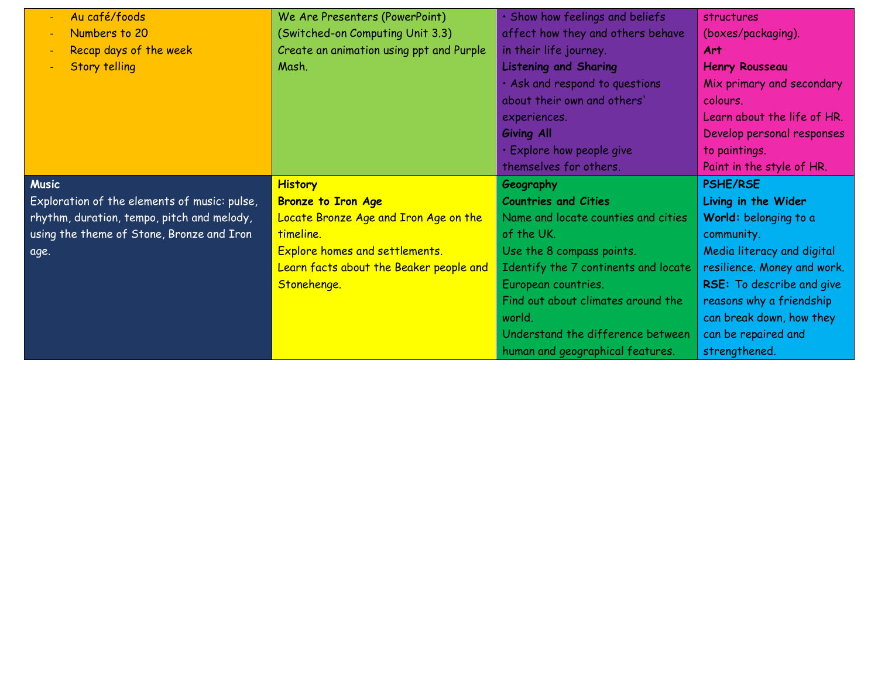| | | | |
|---|---|---|---|
| - Au café/foods<br>- Numbers to 20<br>- Recap days of the week<br>- Story telling | We Are Presenters (PowerPoint) (Switched-on Computing Unit 3.3)<br>Create an animation using ppt and Purple Mash. | • Show how feelings and beliefs affect how they and others behave in their life journey.<br>**Listening and Sharing**<br>• Ask and respond to questions about their own and others' experiences.<br>**Giving All**<br>• Explore how people give themselves for others. | structures (boxes/packaging).<br>**Art**<br>**Henry Rousseau**<br>Mix primary and secondary colours.<br>Learn about the life of HR.<br>Develop personal responses to paintings.<br>Paint in the style of HR. |
| **Music**<br>Exploration of the elements of music: pulse, rhythm, duration, tempo, pitch and melody, using the theme of Stone, Bronze and Iron age. | **History**<br>**Bronze to Iron Age**<br>Locate Bronze Age and Iron Age on the timeline.<br>Explore homes and settlements.<br>Learn facts about the Beaker people and Stonehenge. | **Geography**<br>**Countries and Cities**<br>Name and locate counties and cities of the UK.<br>Use the 8 compass points.<br>Identify the 7 continents and locate European countries.<br>Find out about climates around the world.<br>Understand the difference between human and geographical features. | **PSHE/RSE**<br>**Living in the Wider World:** belonging to a community.<br>Media literacy and digital resilience. Money and work.<br>**RSE:** To describe and give reasons why a friendship can break down, how they can be repaired and strengthened. |